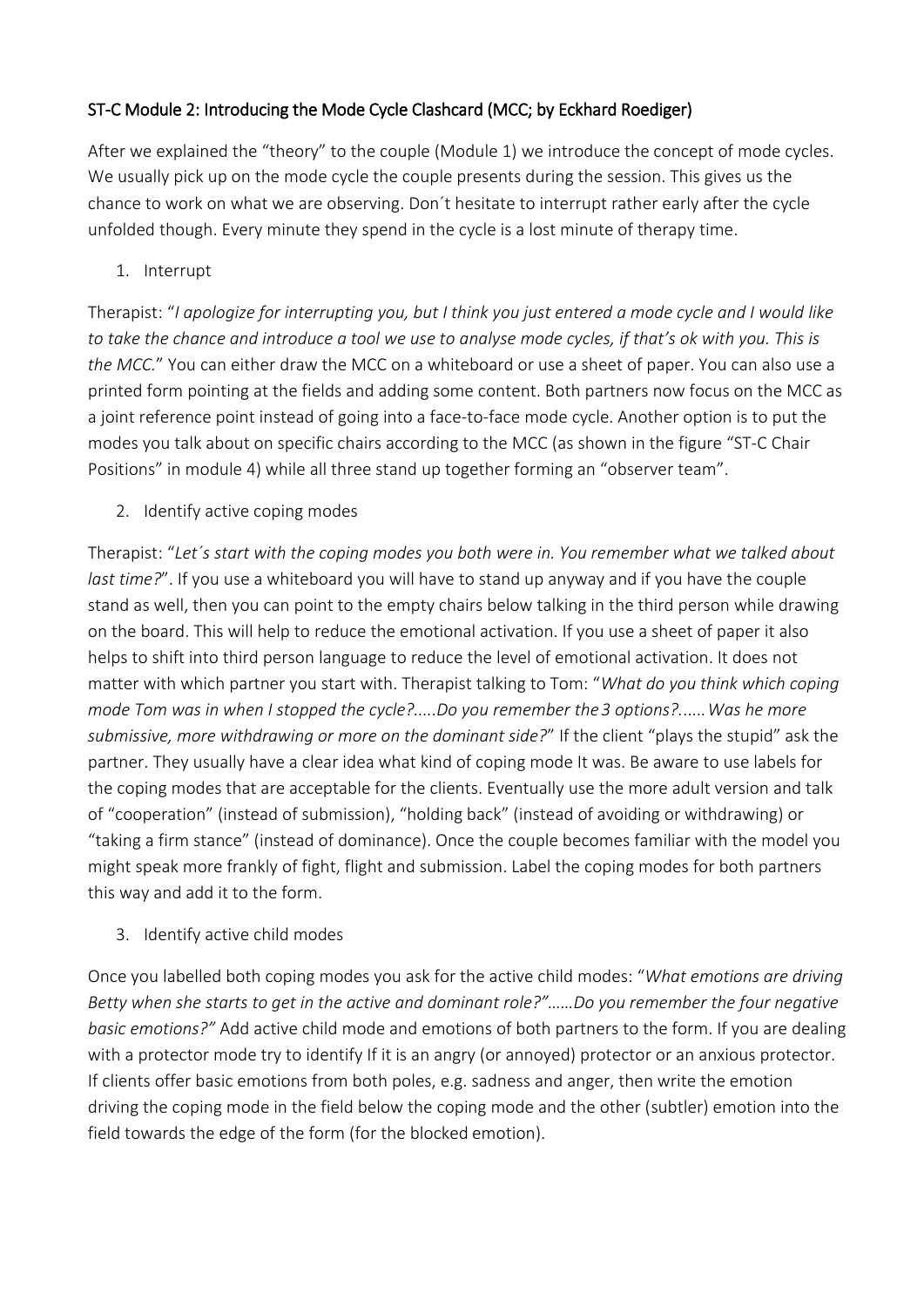## ST-C Module 2: Introducing the Mode Cycle Clashcard (MCC; by Eckhard Roediger)

After we explained the "theory" to the couple (Module 1) we introduce the concept of mode cycles. We usually pick up on the mode cycle the couple presents during the session. This gives us the chance to work on what we are observing. Don´t hesitate to interrupt rather early after the cycle unfolded though. Every minute they spend in the cycle is a lost minute of therapy time.

1. Interrupt

Therapist: "*I apologize for interrupting you, but I think you just entered a mode cycle and I would like to take the chance and introduce a tool we use to analyse mode cycles, if that's ok with you. This is the MCC.*" You can either draw the MCC on a whiteboard or use a sheet of paper. You can also use a printed form pointing at the fields and adding some content. Both partners now focus on the MCC as a joint reference point instead of going into a face-to-face mode cycle. Another option is to put the modes you talk about on specific chairs according to the MCC (as shown in the figure "ST-C Chair Positions" in module 4) while all three stand up together forming an "observer team".

2. Identify active coping modes

Therapist: "*Let´s start with the coping modes you both were in. You remember what we talked about last time?*". If you use a whiteboard you will have to stand up anyway and if you have the couple stand as well, then you can point to the empty chairs below talking in the third person while drawing on the board. This will help to reduce the emotional activation. If you use a sheet of paper it also helps to shift into third person language to reduce the level of emotional activation. It does not matter with which partner you start with. Therapist talking to Tom: "*What do you think which coping mode Tom was in when I stopped the cycle?.....Do you remember the 3 options?......Was he more submissive, more withdrawing or more on the dominant side?*" If the client "plays the stupid" ask the partner. They usually have a clear idea what kind of coping mode It was. Be aware to use labels for the coping modes that are acceptable for the clients. Eventually use the more adult version and talk of "cooperation" (instead of submission), "holding back" (instead of avoiding or withdrawing) or "taking a firm stance" (instead of dominance). Once the couple becomes familiar with the model you might speak more frankly of fight, flight and submission. Label the coping modes for both partners this way and add it to the form.

3. Identify active child modes

Once you labelled both coping modes you ask for the active child modes: "*What emotions are driving Betty when she starts to get in the active and dominant role?"……Do you remember the four negative basic emotions?"* Add active child mode and emotions of both partners to the form. If you are dealing with a protector mode try to identify If it is an angry (or annoyed) protector or an anxious protector. If clients offer basic emotions from both poles, e.g. sadness and anger, then write the emotion driving the coping mode in the field below the coping mode and the other (subtler) emotion into the field towards the edge of the form (for the blocked emotion).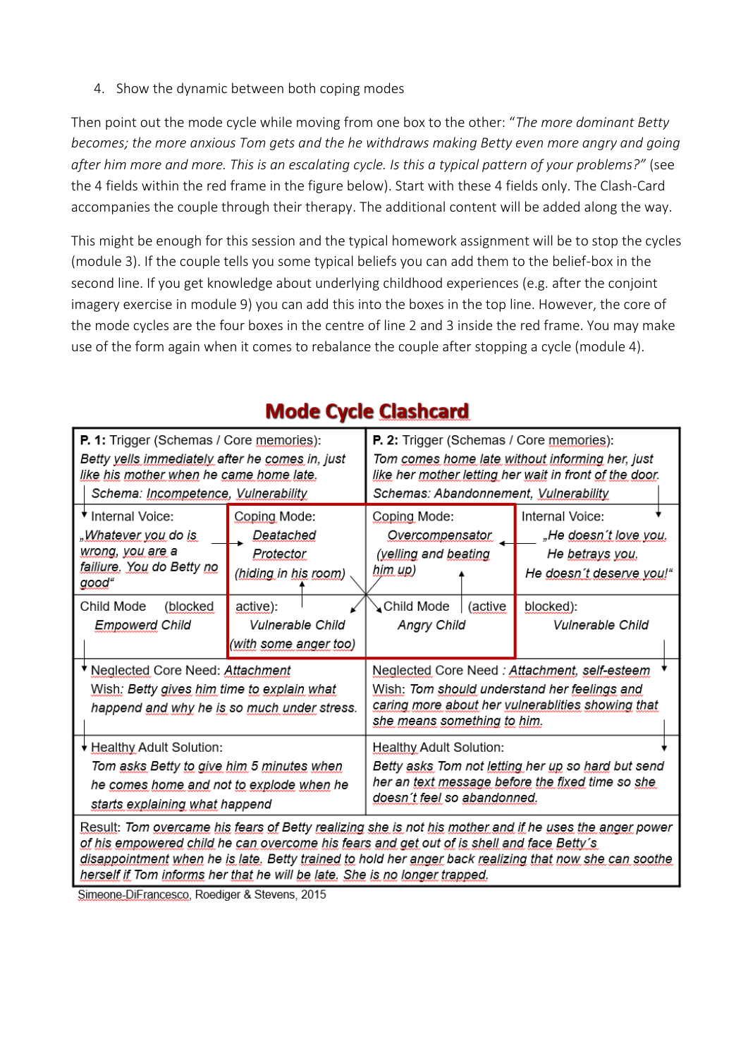4. Show the dynamic between both coping modes

Then point out the mode cycle while moving from one box to the other: "*The more dominant Betty becomes; the more anxious Tom gets and the he withdraws making Betty even more angry and going after him more and more. This is an escalating cycle. Is this a typical pattern of your problems?"* (see the 4 fields within the red frame in the figure below). Start with these 4 fields only. The Clash-Card accompanies the couple through their therapy. The additional content will be added along the way.

This might be enough for this session and the typical homework assignment will be to stop the cycles (module 3). If the couple tells you some typical beliefs you can add them to the belief-box in the second line. If you get knowledge about underlying childhood experiences (e.g. after the conjoint imagery exercise in module 9) you can add this into the boxes in the top line. However, the core of the mode cycles are the four boxes in the centre of line 2 and 3 inside the red frame. You may make use of the form again when it comes to rebalance the couple after stopping a cycle (module 4).

## Mode Cycle Clashcard

| | | | |
|---|---|---|---|
| **P. 1:** Trigger (Schemas / Core memories): *Betty yells immediately after he comes in, just like his mother when he came home late.* *Schema: Incompetence, Vulnerability* | | **P. 2:** Trigger (Schemas / Core memories): *Tom comes home late without informing her, just like her mother letting her wait in front of the door.* *Schemas: Abandonnement, Vulnerability* | |
| Internal Voice: *„Whatever you do is wrong, you are a failiure. You do Betty no good"* | Coping Mode: *Deatached Protector* *(hiding in his room)* | Coping Mode: *Overcompensator* *(yelling and beating him up)* | Internal Voice: *„He doesn´t love you. He betrays you. He doesn´t deserve you!"* |
| Child Mode (blocked *Empowerd Child* | active): *Vulnerable Child* *(with some anger too)* | Child Mode (active *Angry Child* | blocked): *Vulnerable Child* |
| Neglected Core Need: *Attachment* Wish: *Betty gives him time to explain what happend and why he is so much under stress.* | | Neglected Core Need : *Attachment, self-esteem* Wish: *Tom should understand her feelings and caring more about her vulnerablities showing that she means something to him.* | |
| Healthy Adult Solution: *Tom asks Betty to give him 5 minutes when he comes home and not to explode when he starts explaining what happend* | | Healthy Adult Solution: *Betty asks Tom not letting her up so hard but send her an text message before the fixed time so she doesn´t feel so abandonned.* | |
| Result: *Tom overcame his fears of Betty realizing she is not his mother and if he uses the anger power of his empowered child he can overcome his fears and get out of is shell and face Betty´s disappointment when he is late. Betty trained to hold her anger back realizing that now she can soothe herself if Tom informs her that he will be late. She is no longer trapped.* | | | |

Simeone-DiFrancesco, Roediger & Stevens, 2015